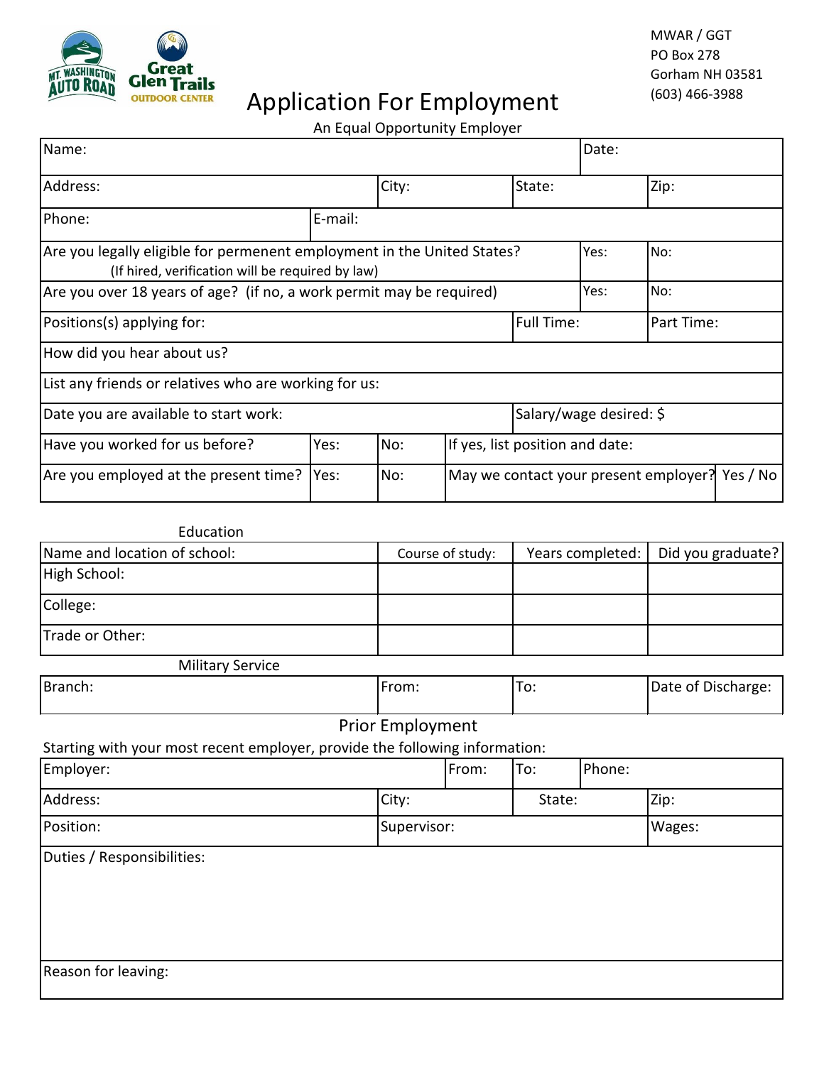MWAR / GGT
PO Box 278
Gorham NH 03581
(603) 466-3988

# Application For Employment

An Equal Opportunity Employer

| Name: | | | | Date: | |
|---|---|---|---|---|---|
| Address: | | City: | State: | | Zip: |
| Phone: | E-mail: | | | | |
| Are you legally eligible for permenent employment in the United States? (If hired, verification will be required by law) | | | | Yes: | No: |
| Are you over 18 years of age? (if no, a work permit may be required) | | | | Yes: | No: |
| Positions(s) applying for: | | | Full Time: | | Part Time: |
| How did you hear about us? | | | | | |
| List any friends or relatives who are working for us: | | | | | |
| Date you are available to start work: | | | Salary/wage desired: $ | | |
| Have you worked for us before? | Yes: | No: | If yes, list position and date: | | |
| Are you employed at the present time? | Yes: | No: | May we contact your present employer? | | Yes / No |

## Education

| Name and location of school: | Course of study: | Years completed: | Did you graduate? |
|---|---|---|---|
| High School: | | | |
| College: | | | |
| Trade or Other: | | | |

## Military Service

| Branch: | From: | To: | Date of Discharge: |
|---|---|---|---|
| | | | |

## Prior Employment

Starting with your most recent employer, provide the following information:

| Employer: | | From: | To: | Phone: |
|---|---|---|---|---|
| Address: | City: | | State: | Zip: |
| Position: | Supervisor: | | | Wages: |
| Duties / Responsibilities: | | | | |
| Reason for leaving: | | | | |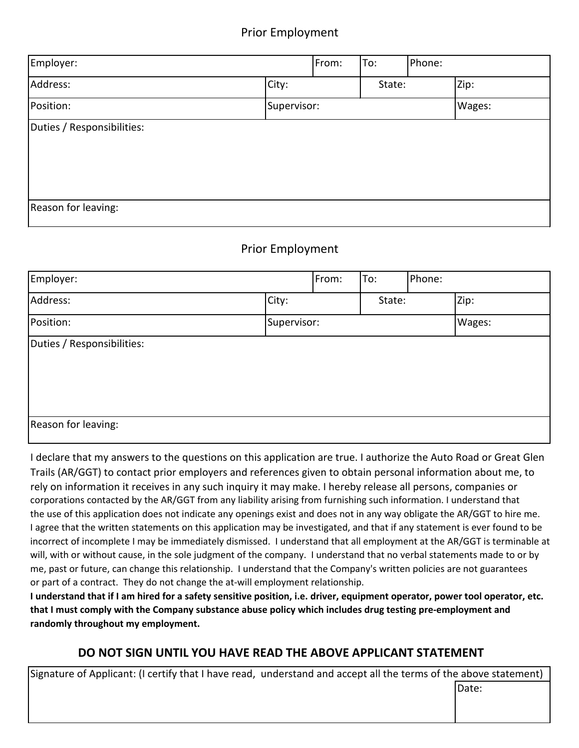## Prior Employment

| | | | | |
|---|---|---|---|---|
| Employer: | | From: | To: | Phone: |
| Address: | City: | | State: | Zip: |
| Position: | Supervisor: | | | Wages: |
| Duties / Responsibilities: | | | | |
| Reason for leaving: | | | | |

## Prior Employment

| | | | | |
|---|---|---|---|---|
| Employer: | | From: | To: | Phone: |
| Address: | City: | | State: | Zip: |
| Position: | Supervisor: | | | Wages: |
| Duties / Responsibilities: | | | | |
| Reason for leaving: | | | | |

I declare that my answers to the questions on this application are true. I authorize the Auto Road or Great Glen Trails (AR/GGT) to contact prior employers and references given to obtain personal information about me, to rely on information it receives in any such inquiry it may make. I hereby release all persons, companies or corporations contacted by the AR/GGT from any liability arising from furnishing such information. I understand that the use of this application does not indicate any openings exist and does not in any way obligate the AR/GGT to hire me. I agree that the written statements on this application may be investigated, and that if any statement is ever found to be incorrect of incomplete I may be immediately dismissed. I understand that all employment at the AR/GGT is terminable at will, with or without cause, in the sole judgment of the company. I understand that no verbal statements made to or by me, past or future, can change this relationship. I understand that the Company's written policies are not guarantees or part of a contract. They do not change the at-will employment relationship.

**I understand that if I am hired for a safety sensitive position, i.e. driver, equipment operator, power tool operator, etc. that I must comply with the Company substance abuse policy which includes drug testing pre-employment and randomly throughout my employment.**

### DO NOT SIGN UNTIL YOU HAVE READ THE ABOVE APPLICANT STATEMENT

| | |
|---|---|
| Signature of Applicant: (I certify that I have read, understand and accept all the terms of the above statement) | |
| | Date: |